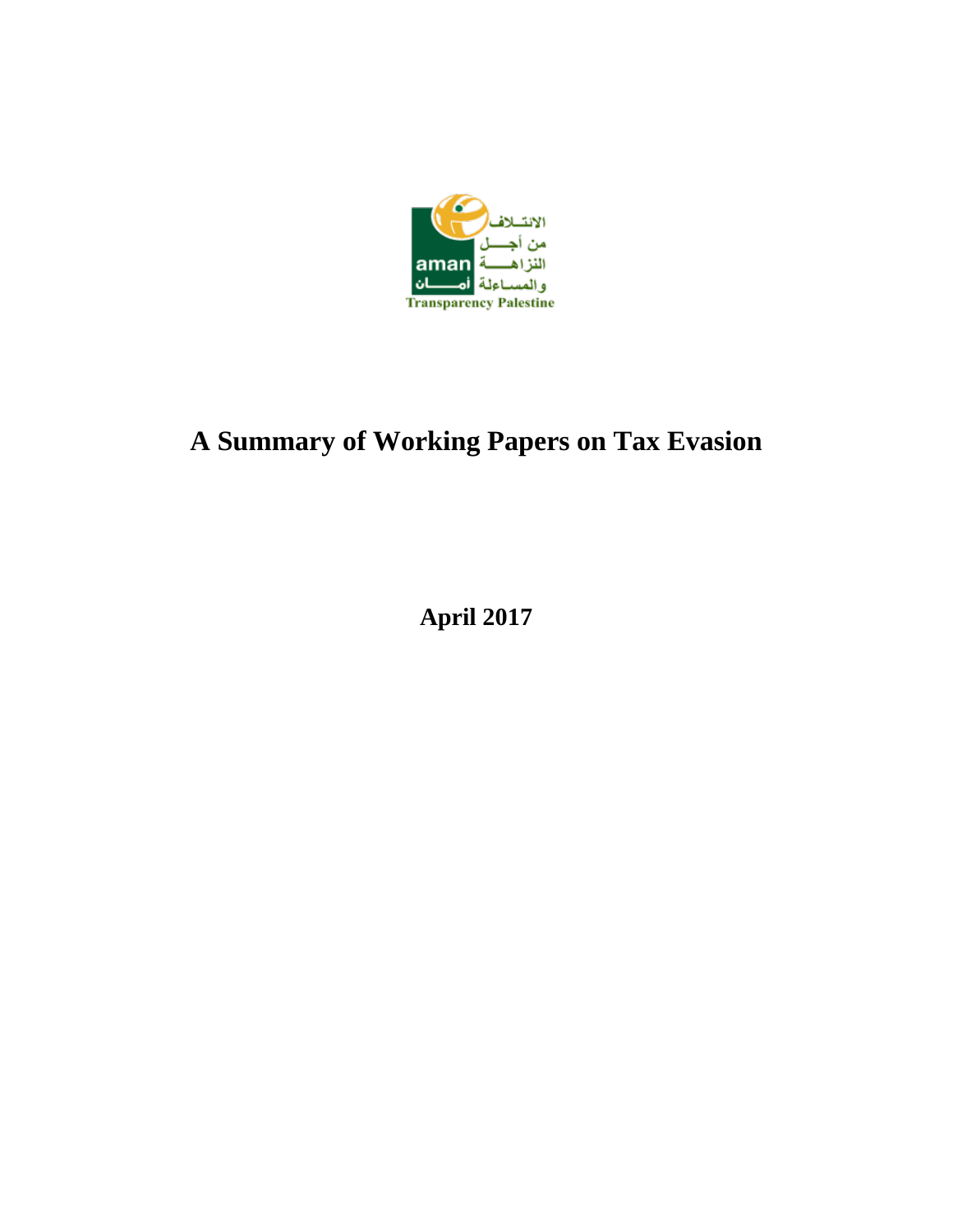الائتلاف
من أجل
النزاهة
والمساءلة أمان
aman
Transparency Palestine

# A Summary of Working Papers on Tax Evasion

**April 2017**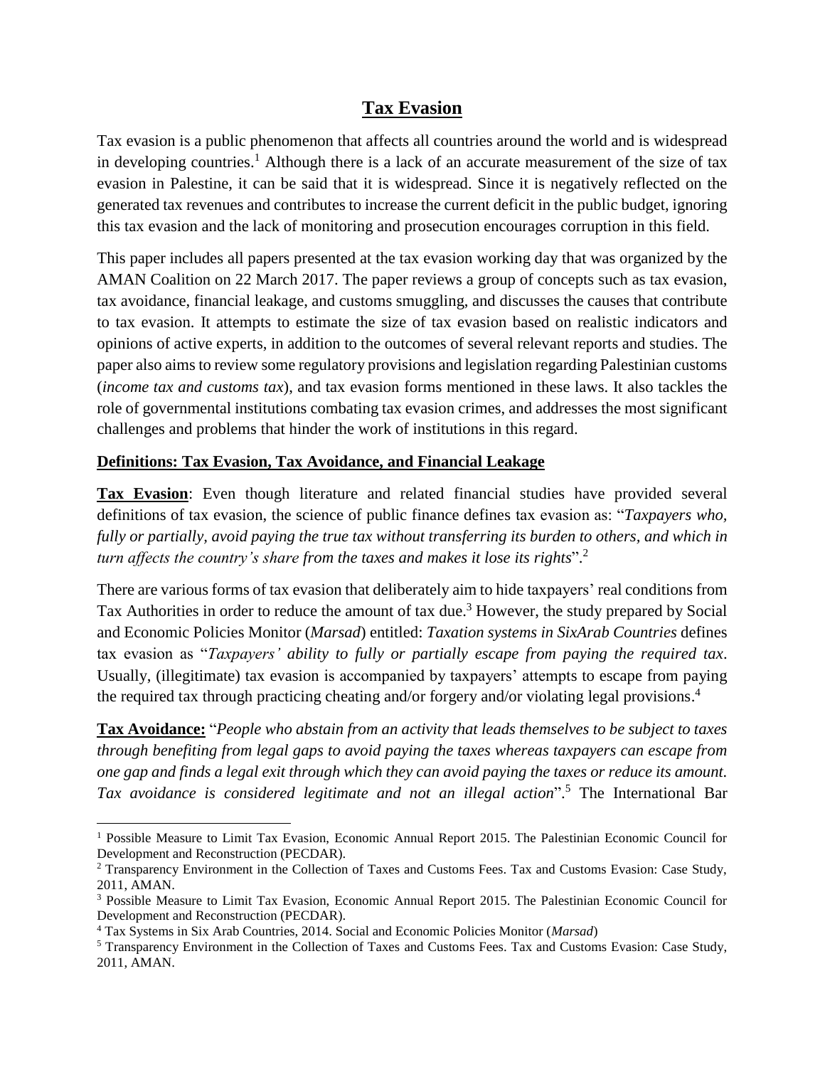# Tax Evasion

Tax evasion is a public phenomenon that affects all countries around the world and is widespread in developing countries.[1] Although there is a lack of an accurate measurement of the size of tax evasion in Palestine, it can be said that it is widespread. Since it is negatively reflected on the generated tax revenues and contributes to increase the current deficit in the public budget, ignoring this tax evasion and the lack of monitoring and prosecution encourages corruption in this field.

This paper includes all papers presented at the tax evasion working day that was organized by the AMAN Coalition on 22 March 2017. The paper reviews a group of concepts such as tax evasion, tax avoidance, financial leakage, and customs smuggling, and discusses the causes that contribute to tax evasion. It attempts to estimate the size of tax evasion based on realistic indicators and opinions of active experts, in addition to the outcomes of several relevant reports and studies. The paper also aims to review some regulatory provisions and legislation regarding Palestinian customs (*income tax and customs tax*), and tax evasion forms mentioned in these laws. It also tackles the role of governmental institutions combating tax evasion crimes, and addresses the most significant challenges and problems that hinder the work of institutions in this regard.

## Definitions: Tax Evasion, Tax Avoidance, and Financial Leakage

**Tax Evasion**: Even though literature and related financial studies have provided several definitions of tax evasion, the science of public finance defines tax evasion as: "*Taxpayers who, fully or partially, avoid paying the true tax without transferring its burden to others, and which in turn affects the country's share from the taxes and makes it lose its rights*".[2]

There are various forms of tax evasion that deliberately aim to hide taxpayers' real conditions from Tax Authorities in order to reduce the amount of tax due.[3] However, the study prepared by Social and Economic Policies Monitor (*Marsad*) entitled: *Taxation systems in SixArab Countries* defines tax evasion as "*Taxpayers' ability to fully or partially escape from paying the required tax*. Usually, (illegitimate) tax evasion is accompanied by taxpayers' attempts to escape from paying the required tax through practicing cheating and/or forgery and/or violating legal provisions.[4]

**Tax Avoidance:** "*People who abstain from an activity that leads themselves to be subject to taxes through benefiting from legal gaps to avoid paying the taxes whereas taxpayers can escape from one gap and finds a legal exit through which they can avoid paying the taxes or reduce its amount. Tax avoidance is considered legitimate and not an illegal action*".[5] The International Bar

---

[1] Possible Measure to Limit Tax Evasion, Economic Annual Report 2015. The Palestinian Economic Council for Development and Reconstruction (PECDAR).

[2] Transparency Environment in the Collection of Taxes and Customs Fees. Tax and Customs Evasion: Case Study, 2011, AMAN.

[3] Possible Measure to Limit Tax Evasion, Economic Annual Report 2015. The Palestinian Economic Council for Development and Reconstruction (PECDAR).

[4] Tax Systems in Six Arab Countries, 2014. Social and Economic Policies Monitor (*Marsad*)

[5] Transparency Environment in the Collection of Taxes and Customs Fees. Tax and Customs Evasion: Case Study, 2011, AMAN.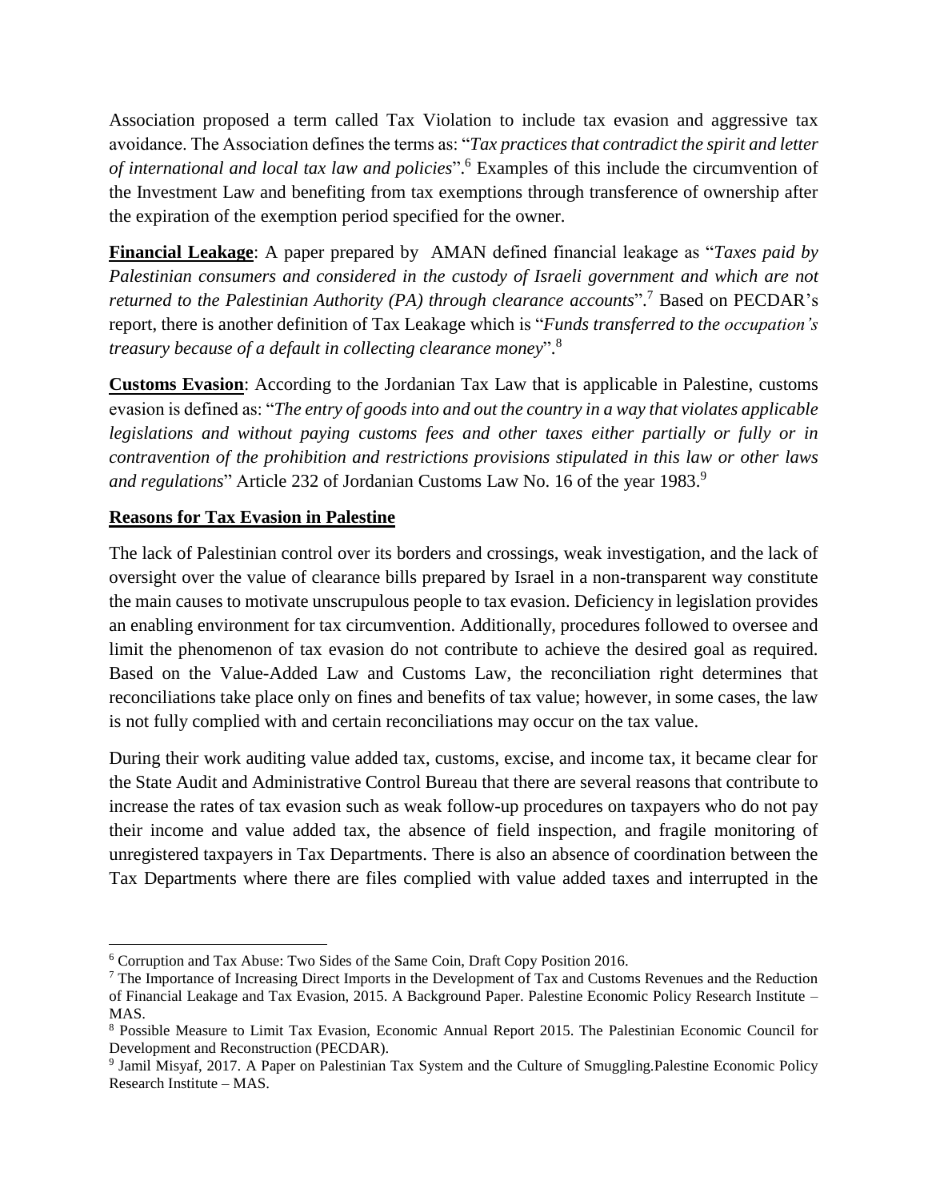Association proposed a term called Tax Violation to include tax evasion and aggressive tax avoidance. The Association defines the terms as: "*Tax practices that contradict the spirit and letter of international and local tax law and policies*".[6] Examples of this include the circumvention of the Investment Law and benefiting from tax exemptions through transference of ownership after the expiration of the exemption period specified for the owner.

**Financial Leakage**: A paper prepared by AMAN defined financial leakage as "*Taxes paid by Palestinian consumers and considered in the custody of Israeli government and which are not returned to the Palestinian Authority (PA) through clearance accounts*".[7] Based on PECDAR's report, there is another definition of Tax Leakage which is "*Funds transferred to the occupation's treasury because of a default in collecting clearance money*".[8]

**Customs Evasion**: According to the Jordanian Tax Law that is applicable in Palestine, customs evasion is defined as: "*The entry of goods into and out the country in a way that violates applicable legislations and without paying customs fees and other taxes either partially or fully or in contravention of the prohibition and restrictions provisions stipulated in this law or other laws and regulations*" Article 232 of Jordanian Customs Law No. 16 of the year 1983.[9]

## Reasons for Tax Evasion in Palestine

The lack of Palestinian control over its borders and crossings, weak investigation, and the lack of oversight over the value of clearance bills prepared by Israel in a non-transparent way constitute the main causes to motivate unscrupulous people to tax evasion. Deficiency in legislation provides an enabling environment for tax circumvention. Additionally, procedures followed to oversee and limit the phenomenon of tax evasion do not contribute to achieve the desired goal as required. Based on the Value-Added Law and Customs Law, the reconciliation right determines that reconciliations take place only on fines and benefits of tax value; however, in some cases, the law is not fully complied with and certain reconciliations may occur on the tax value.

During their work auditing value added tax, customs, excise, and income tax, it became clear for the State Audit and Administrative Control Bureau that there are several reasons that contribute to increase the rates of tax evasion such as weak follow-up procedures on taxpayers who do not pay their income and value added tax, the absence of field inspection, and fragile monitoring of unregistered taxpayers in Tax Departments. There is also an absence of coordination between the Tax Departments where there are files complied with value added taxes and interrupted in the

---

[6] Corruption and Tax Abuse: Two Sides of the Same Coin, Draft Copy Position 2016.

[7] The Importance of Increasing Direct Imports in the Development of Tax and Customs Revenues and the Reduction of Financial Leakage and Tax Evasion, 2015. A Background Paper. Palestine Economic Policy Research Institute – MAS.

[8] Possible Measure to Limit Tax Evasion, Economic Annual Report 2015. The Palestinian Economic Council for Development and Reconstruction (PECDAR).

[9] Jamil Misyaf, 2017. A Paper on Palestinian Tax System and the Culture of Smuggling.Palestine Economic Policy Research Institute – MAS.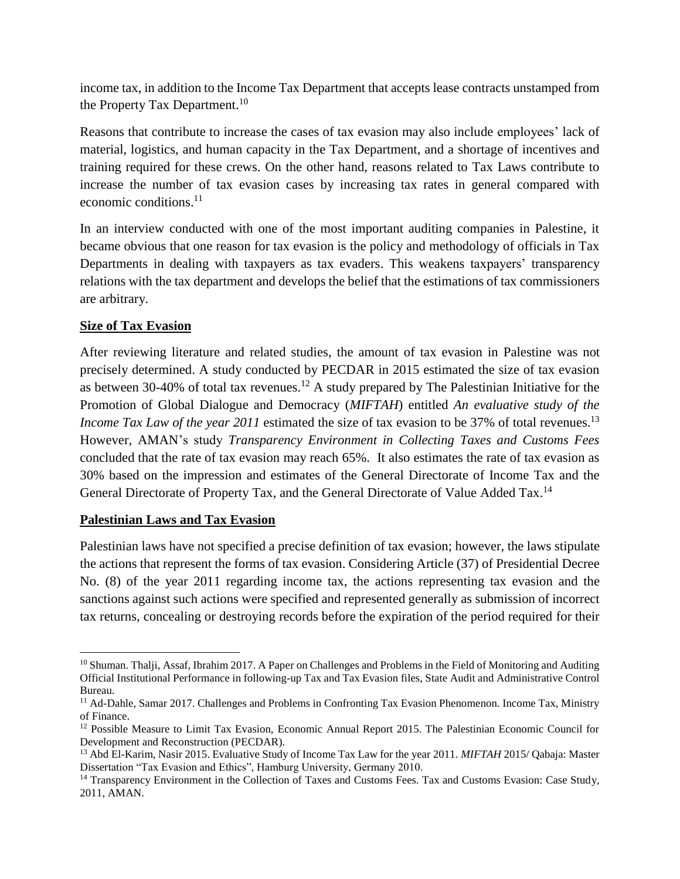income tax, in addition to the Income Tax Department that accepts lease contracts unstamped from the Property Tax Department.[10]

Reasons that contribute to increase the cases of tax evasion may also include employees' lack of material, logistics, and human capacity in the Tax Department, and a shortage of incentives and training required for these crews. On the other hand, reasons related to Tax Laws contribute to increase the number of tax evasion cases by increasing tax rates in general compared with economic conditions.[11]

In an interview conducted with one of the most important auditing companies in Palestine, it became obvious that one reason for tax evasion is the policy and methodology of officials in Tax Departments in dealing with taxpayers as tax evaders. This weakens taxpayers' transparency relations with the tax department and develops the belief that the estimations of tax commissioners are arbitrary.

## Size of Tax Evasion

After reviewing literature and related studies, the amount of tax evasion in Palestine was not precisely determined. A study conducted by PECDAR in 2015 estimated the size of tax evasion as between 30-40% of total tax revenues.[12] A study prepared by The Palestinian Initiative for the Promotion of Global Dialogue and Democracy (*MIFTAH*) entitled *An evaluative study of the Income Tax Law of the year 2011* estimated the size of tax evasion to be 37% of total revenues.[13] However, AMAN's study *Transparency Environment in Collecting Taxes and Customs Fees* concluded that the rate of tax evasion may reach 65%. It also estimates the rate of tax evasion as 30% based on the impression and estimates of the General Directorate of Income Tax and the General Directorate of Property Tax, and the General Directorate of Value Added Tax.[14]

## Palestinian Laws and Tax Evasion

Palestinian laws have not specified a precise definition of tax evasion; however, the laws stipulate the actions that represent the forms of tax evasion. Considering Article (37) of Presidential Decree No. (8) of the year 2011 regarding income tax, the actions representing tax evasion and the sanctions against such actions were specified and represented generally as submission of incorrect tax returns, concealing or destroying records before the expiration of the period required for their

---

[10] Shuman. Thalji, Assaf, Ibrahim 2017. A Paper on Challenges and Problems in the Field of Monitoring and Auditing Official Institutional Performance in following-up Tax and Tax Evasion files, State Audit and Administrative Control Bureau.

[11] Ad-Dahle, Samar 2017. Challenges and Problems in Confronting Tax Evasion Phenomenon. Income Tax, Ministry of Finance.

[12] Possible Measure to Limit Tax Evasion, Economic Annual Report 2015. The Palestinian Economic Council for Development and Reconstruction (PECDAR).

[13] Abd El-Karim, Nasir 2015. Evaluative Study of Income Tax Law for the year 2011. *MIFTAH* 2015/ Qabaja: Master Dissertation "Tax Evasion and Ethics", Hamburg University, Germany 2010.

[14] Transparency Environment in the Collection of Taxes and Customs Fees. Tax and Customs Evasion: Case Study, 2011, AMAN.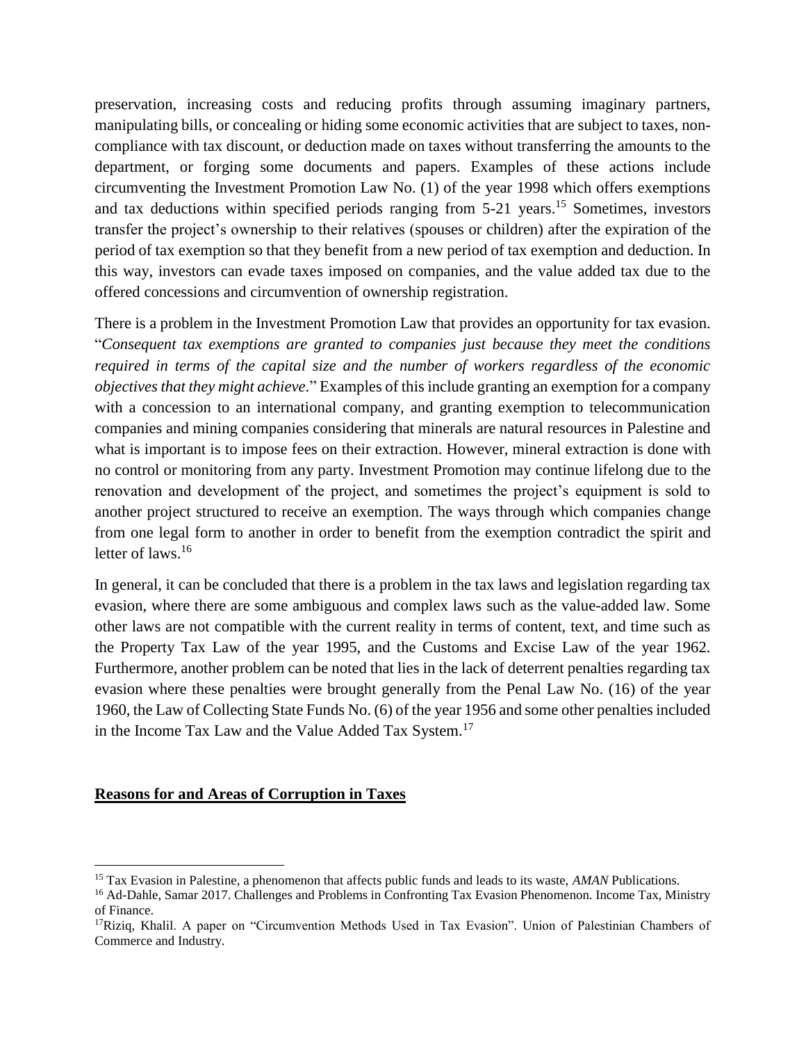preservation, increasing costs and reducing profits through assuming imaginary partners, manipulating bills, or concealing or hiding some economic activities that are subject to taxes, non-compliance with tax discount, or deduction made on taxes without transferring the amounts to the department, or forging some documents and papers. Examples of these actions include circumventing the Investment Promotion Law No. (1) of the year 1998 which offers exemptions and tax deductions within specified periods ranging from 5-21 years.[15] Sometimes, investors transfer the project's ownership to their relatives (spouses or children) after the expiration of the period of tax exemption so that they benefit from a new period of tax exemption and deduction. In this way, investors can evade taxes imposed on companies, and the value added tax due to the offered concessions and circumvention of ownership registration.

There is a problem in the Investment Promotion Law that provides an opportunity for tax evasion. "*Consequent tax exemptions are granted to companies just because they meet the conditions required in terms of the capital size and the number of workers regardless of the economic objectives that they might achieve*." Examples of this include granting an exemption for a company with a concession to an international company, and granting exemption to telecommunication companies and mining companies considering that minerals are natural resources in Palestine and what is important is to impose fees on their extraction. However, mineral extraction is done with no control or monitoring from any party. Investment Promotion may continue lifelong due to the renovation and development of the project, and sometimes the project's equipment is sold to another project structured to receive an exemption. The ways through which companies change from one legal form to another in order to benefit from the exemption contradict the spirit and letter of laws.[16]

In general, it can be concluded that there is a problem in the tax laws and legislation regarding tax evasion, where there are some ambiguous and complex laws such as the value-added law. Some other laws are not compatible with the current reality in terms of content, text, and time such as the Property Tax Law of the year 1995, and the Customs and Excise Law of the year 1962. Furthermore, another problem can be noted that lies in the lack of deterrent penalties regarding tax evasion where these penalties were brought generally from the Penal Law No. (16) of the year 1960, the Law of Collecting State Funds No. (6) of the year 1956 and some other penalties included in the Income Tax Law and the Value Added Tax System.[17]

## Reasons for and Areas of Corruption in Taxes

---

[15] Tax Evasion in Palestine, a phenomenon that affects public funds and leads to its waste, *AMAN* Publications.

[16] Ad-Dahle, Samar 2017. Challenges and Problems in Confronting Tax Evasion Phenomenon. Income Tax, Ministry of Finance.

[17] Riziq, Khalil. A paper on "Circumvention Methods Used in Tax Evasion". Union of Palestinian Chambers of Commerce and Industry.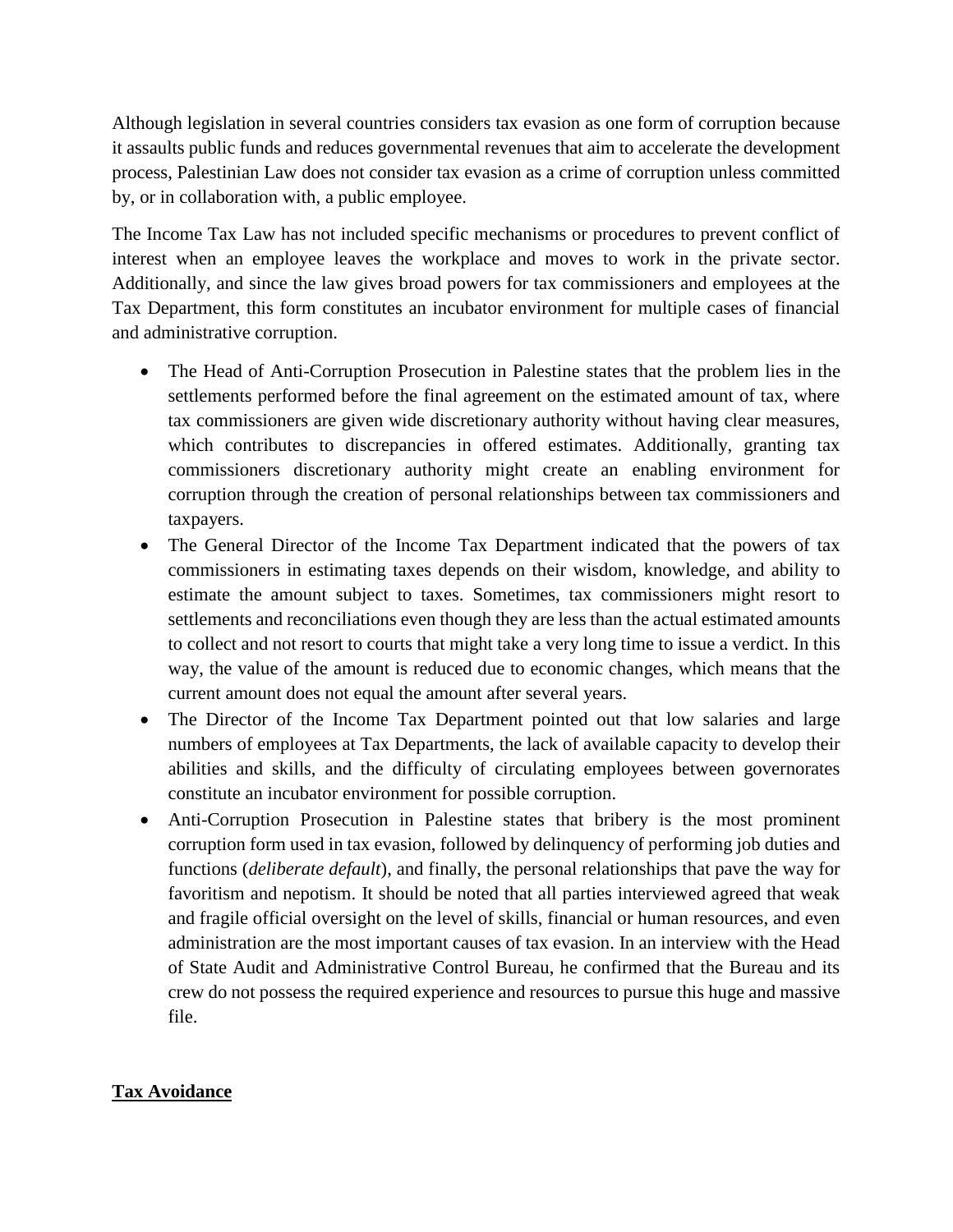Although legislation in several countries considers tax evasion as one form of corruption because it assaults public funds and reduces governmental revenues that aim to accelerate the development process, Palestinian Law does not consider tax evasion as a crime of corruption unless committed by, or in collaboration with, a public employee.

The Income Tax Law has not included specific mechanisms or procedures to prevent conflict of interest when an employee leaves the workplace and moves to work in the private sector. Additionally, and since the law gives broad powers for tax commissioners and employees at the Tax Department, this form constitutes an incubator environment for multiple cases of financial and administrative corruption.

- The Head of Anti-Corruption Prosecution in Palestine states that the problem lies in the settlements performed before the final agreement on the estimated amount of tax, where tax commissioners are given wide discretionary authority without having clear measures, which contributes to discrepancies in offered estimates. Additionally, granting tax commissioners discretionary authority might create an enabling environment for corruption through the creation of personal relationships between tax commissioners and taxpayers.
- The General Director of the Income Tax Department indicated that the powers of tax commissioners in estimating taxes depends on their wisdom, knowledge, and ability to estimate the amount subject to taxes. Sometimes, tax commissioners might resort to settlements and reconciliations even though they are less than the actual estimated amounts to collect and not resort to courts that might take a very long time to issue a verdict. In this way, the value of the amount is reduced due to economic changes, which means that the current amount does not equal the amount after several years.
- The Director of the Income Tax Department pointed out that low salaries and large numbers of employees at Tax Departments, the lack of available capacity to develop their abilities and skills, and the difficulty of circulating employees between governorates constitute an incubator environment for possible corruption.
- Anti-Corruption Prosecution in Palestine states that bribery is the most prominent corruption form used in tax evasion, followed by delinquency of performing job duties and functions (*deliberate default*), and finally, the personal relationships that pave the way for favoritism and nepotism. It should be noted that all parties interviewed agreed that weak and fragile official oversight on the level of skills, financial or human resources, and even administration are the most important causes of tax evasion. In an interview with the Head of State Audit and Administrative Control Bureau, he confirmed that the Bureau and its crew do not possess the required experience and resources to pursue this huge and massive file.

## Tax Avoidance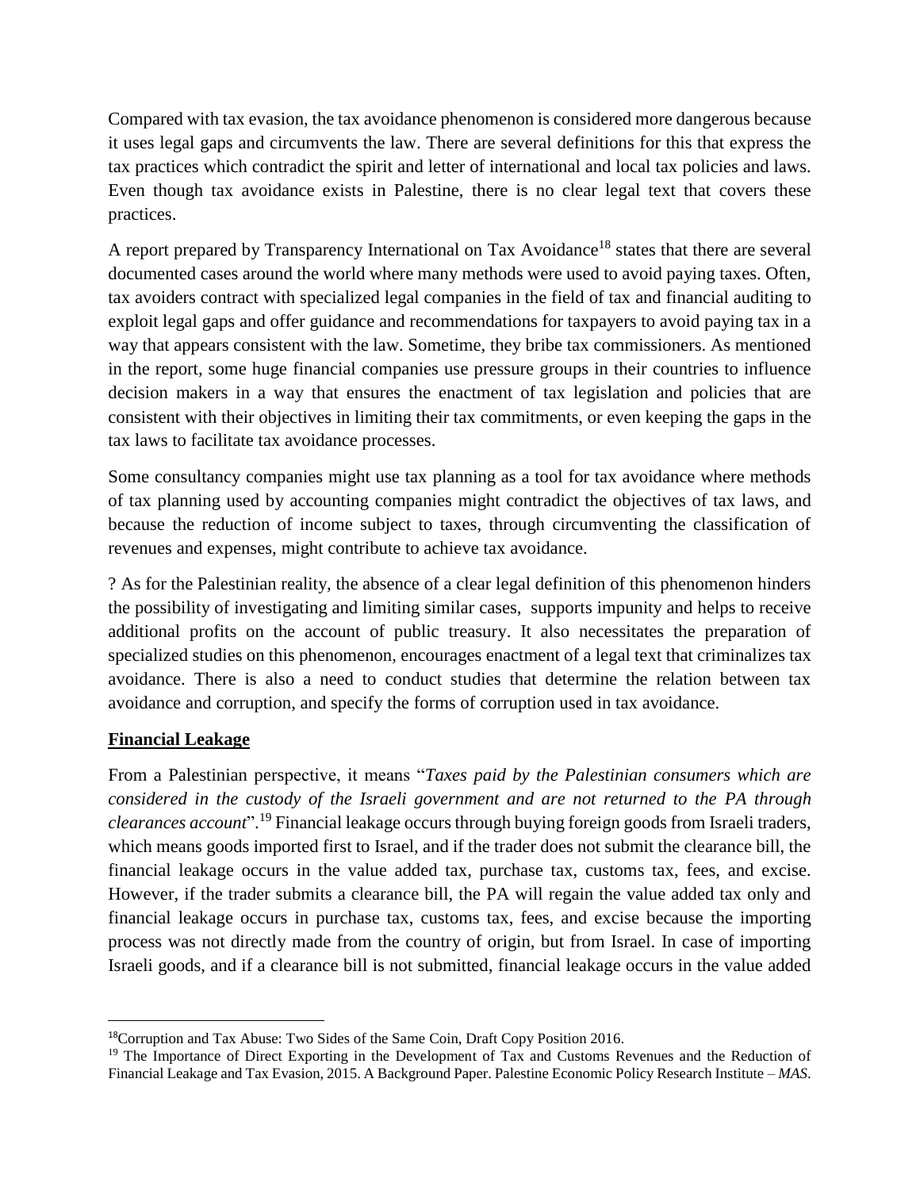Compared with tax evasion, the tax avoidance phenomenon is considered more dangerous because it uses legal gaps and circumvents the law. There are several definitions for this that express the tax practices which contradict the spirit and letter of international and local tax policies and laws. Even though tax avoidance exists in Palestine, there is no clear legal text that covers these practices.

A report prepared by Transparency International on Tax Avoidance[18] states that there are several documented cases around the world where many methods were used to avoid paying taxes. Often, tax avoiders contract with specialized legal companies in the field of tax and financial auditing to exploit legal gaps and offer guidance and recommendations for taxpayers to avoid paying tax in a way that appears consistent with the law. Sometime, they bribe tax commissioners. As mentioned in the report, some huge financial companies use pressure groups in their countries to influence decision makers in a way that ensures the enactment of tax legislation and policies that are consistent with their objectives in limiting their tax commitments, or even keeping the gaps in the tax laws to facilitate tax avoidance processes.

Some consultancy companies might use tax planning as a tool for tax avoidance where methods of tax planning used by accounting companies might contradict the objectives of tax laws, and because the reduction of income subject to taxes, through circumventing the classification of revenues and expenses, might contribute to achieve tax avoidance.

? As for the Palestinian reality, the absence of a clear legal definition of this phenomenon hinders the possibility of investigating and limiting similar cases, supports impunity and helps to receive additional profits on the account of public treasury. It also necessitates the preparation of specialized studies on this phenomenon, encourages enactment of a legal text that criminalizes tax avoidance. There is also a need to conduct studies that determine the relation between tax avoidance and corruption, and specify the forms of corruption used in tax avoidance.

## Financial Leakage

From a Palestinian perspective, it means "*Taxes paid by the Palestinian consumers which are considered in the custody of the Israeli government and are not returned to the PA through clearances account*".[19] Financial leakage occurs through buying foreign goods from Israeli traders, which means goods imported first to Israel, and if the trader does not submit the clearance bill, the financial leakage occurs in the value added tax, purchase tax, customs tax, fees, and excise. However, if the trader submits a clearance bill, the PA will regain the value added tax only and financial leakage occurs in purchase tax, customs tax, fees, and excise because the importing process was not directly made from the country of origin, but from Israel. In case of importing Israeli goods, and if a clearance bill is not submitted, financial leakage occurs in the value added

---

[18] Corruption and Tax Abuse: Two Sides of the Same Coin, Draft Copy Position 2016.

[19] The Importance of Direct Exporting in the Development of Tax and Customs Revenues and the Reduction of Financial Leakage and Tax Evasion, 2015. A Background Paper. Palestine Economic Policy Research Institute – *MAS*.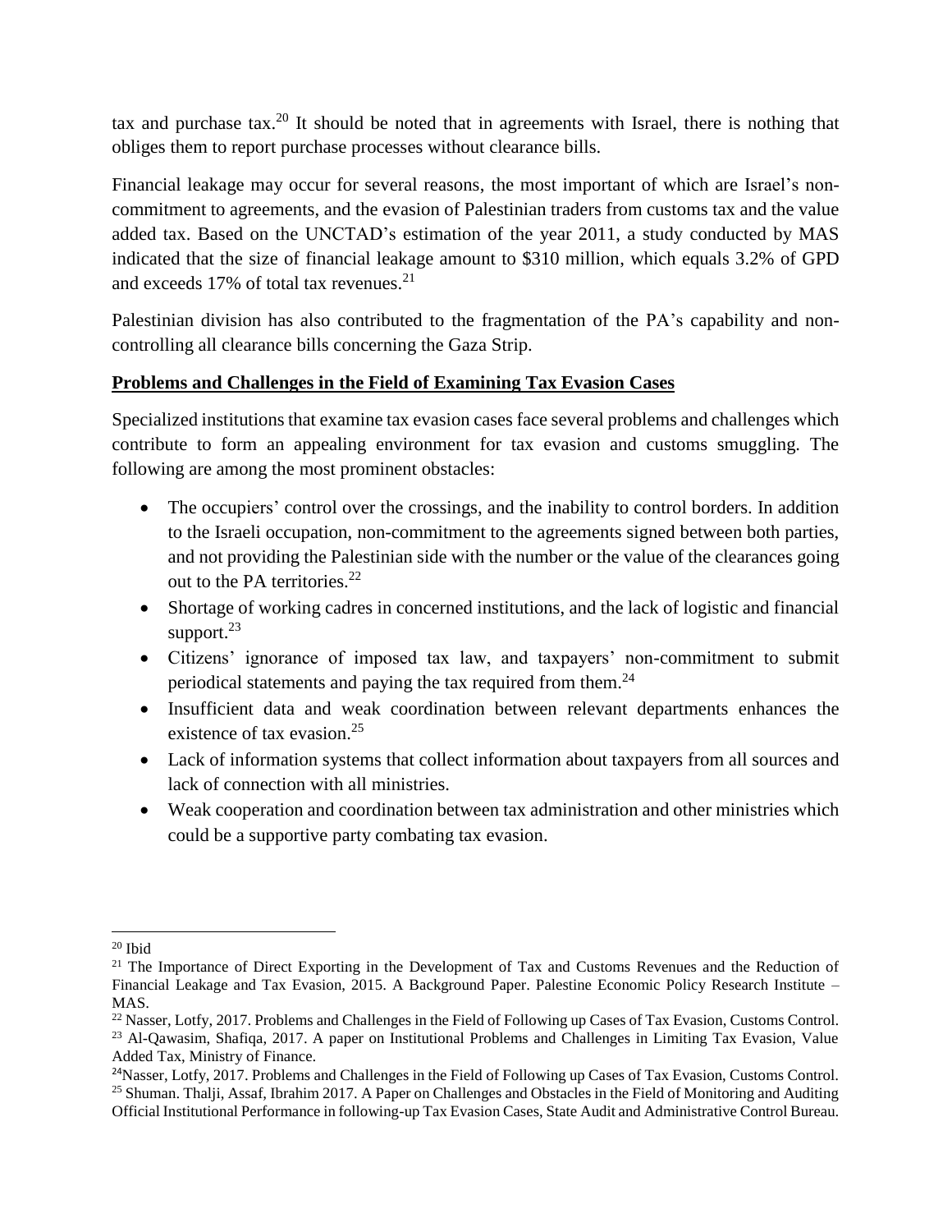tax and purchase tax.[20] It should be noted that in agreements with Israel, there is nothing that obliges them to report purchase processes without clearance bills.

Financial leakage may occur for several reasons, the most important of which are Israel's non-commitment to agreements, and the evasion of Palestinian traders from customs tax and the value added tax. Based on the UNCTAD's estimation of the year 2011, a study conducted by MAS indicated that the size of financial leakage amount to $310 million, which equals 3.2% of GPD and exceeds 17% of total tax revenues.[21]

Palestinian division has also contributed to the fragmentation of the PA's capability and non-controlling all clearance bills concerning the Gaza Strip.

**Problems and Challenges in the Field of Examining Tax Evasion Cases**

Specialized institutions that examine tax evasion cases face several problems and challenges which contribute to form an appealing environment for tax evasion and customs smuggling. The following are among the most prominent obstacles:

- The occupiers' control over the crossings, and the inability to control borders. In addition to the Israeli occupation, non-commitment to the agreements signed between both parties, and not providing the Palestinian side with the number or the value of the clearances going out to the PA territories.[22]
- Shortage of working cadres in concerned institutions, and the lack of logistic and financial support.[23]
- Citizens' ignorance of imposed tax law, and taxpayers' non-commitment to submit periodical statements and paying the tax required from them.[24]
- Insufficient data and weak coordination between relevant departments enhances the existence of tax evasion.[25]
- Lack of information systems that collect information about taxpayers from all sources and lack of connection with all ministries.
- Weak cooperation and coordination between tax administration and other ministries which could be a supportive party combating tax evasion.

---

[20] Ibid

[21] The Importance of Direct Exporting in the Development of Tax and Customs Revenues and the Reduction of Financial Leakage and Tax Evasion, 2015. A Background Paper. Palestine Economic Policy Research Institute – MAS.

[22] Nasser, Lotfy, 2017. Problems and Challenges in the Field of Following up Cases of Tax Evasion, Customs Control.

[23] Al-Qawasim, Shafiqa, 2017. A paper on Institutional Problems and Challenges in Limiting Tax Evasion, Value Added Tax, Ministry of Finance.

[24] Nasser, Lotfy, 2017. Problems and Challenges in the Field of Following up Cases of Tax Evasion, Customs Control.

[25] Shuman. Thalji, Assaf, Ibrahim 2017. A Paper on Challenges and Obstacles in the Field of Monitoring and Auditing Official Institutional Performance in following-up Tax Evasion Cases, State Audit and Administrative Control Bureau.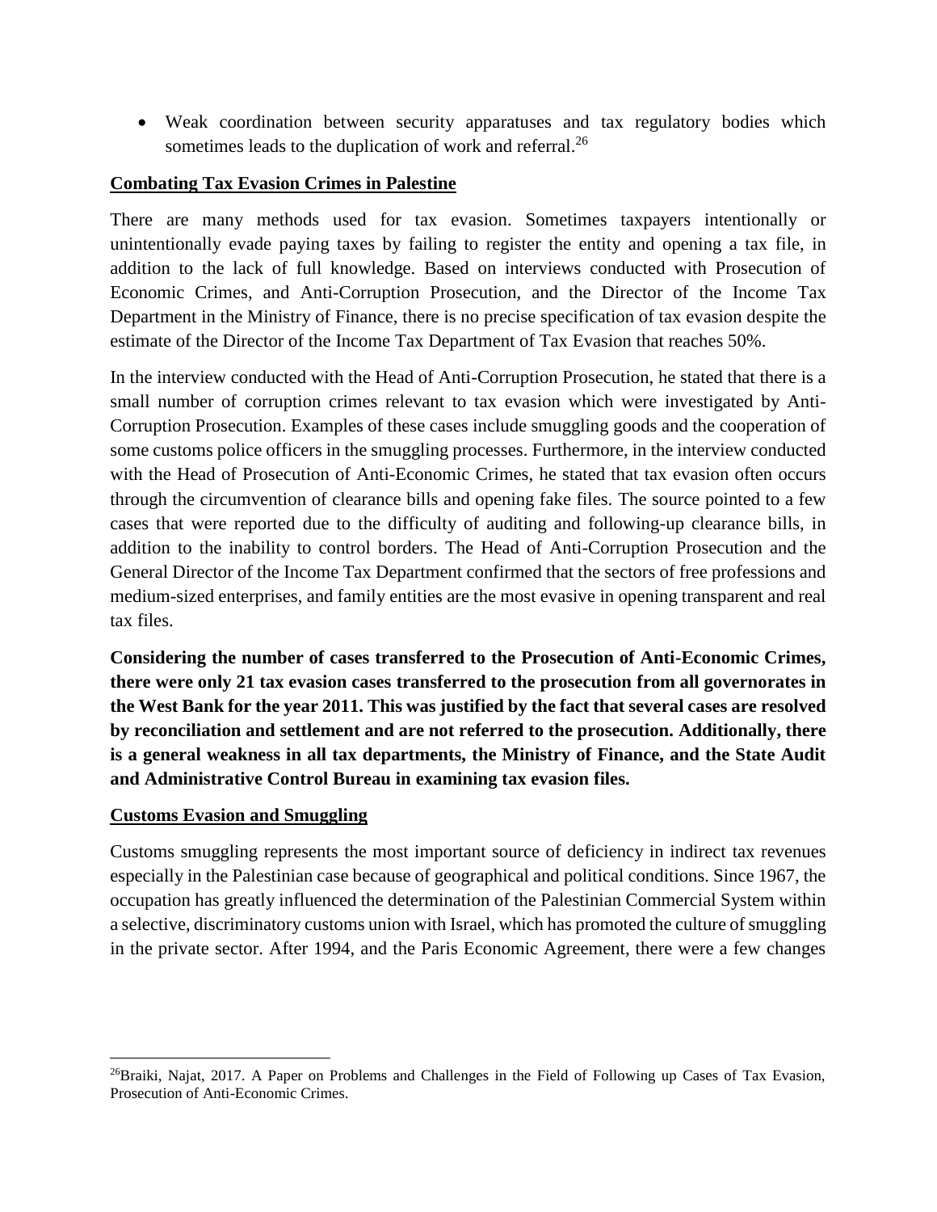- Weak coordination between security apparatuses and tax regulatory bodies which sometimes leads to the duplication of work and referral.[26]

## Combating Tax Evasion Crimes in Palestine

There are many methods used for tax evasion. Sometimes taxpayers intentionally or unintentionally evade paying taxes by failing to register the entity and opening a tax file, in addition to the lack of full knowledge. Based on interviews conducted with Prosecution of Economic Crimes, and Anti-Corruption Prosecution, and the Director of the Income Tax Department in the Ministry of Finance, there is no precise specification of tax evasion despite the estimate of the Director of the Income Tax Department of Tax Evasion that reaches 50%.

In the interview conducted with the Head of Anti-Corruption Prosecution, he stated that there is a small number of corruption crimes relevant to tax evasion which were investigated by Anti-Corruption Prosecution. Examples of these cases include smuggling goods and the cooperation of some customs police officers in the smuggling processes. Furthermore, in the interview conducted with the Head of Prosecution of Anti-Economic Crimes, he stated that tax evasion often occurs through the circumvention of clearance bills and opening fake files. The source pointed to a few cases that were reported due to the difficulty of auditing and following-up clearance bills, in addition to the inability to control borders. The Head of Anti-Corruption Prosecution and the General Director of the Income Tax Department confirmed that the sectors of free professions and medium-sized enterprises, and family entities are the most evasive in opening transparent and real tax files.

**Considering the number of cases transferred to the Prosecution of Anti-Economic Crimes, there were only 21 tax evasion cases transferred to the prosecution from all governorates in the West Bank for the year 2011. This was justified by the fact that several cases are resolved by reconciliation and settlement and are not referred to the prosecution. Additionally, there is a general weakness in all tax departments, the Ministry of Finance, and the State Audit and Administrative Control Bureau in examining tax evasion files.**

## Customs Evasion and Smuggling

Customs smuggling represents the most important source of deficiency in indirect tax revenues especially in the Palestinian case because of geographical and political conditions. Since 1967, the occupation has greatly influenced the determination of the Palestinian Commercial System within a selective, discriminatory customs union with Israel, which has promoted the culture of smuggling in the private sector. After 1994, and the Paris Economic Agreement, there were a few changes

---

[26] Braiki, Najat, 2017. A Paper on Problems and Challenges in the Field of Following up Cases of Tax Evasion, Prosecution of Anti-Economic Crimes.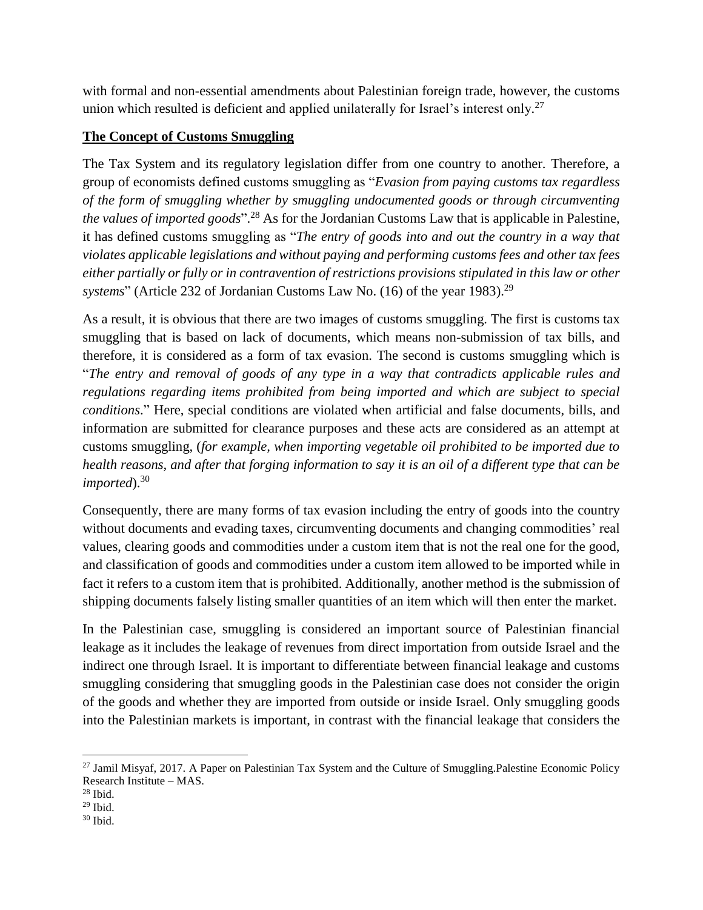with formal and non-essential amendments about Palestinian foreign trade, however, the customs union which resulted is deficient and applied unilaterally for Israel's interest only.[27]

**The Concept of Customs Smuggling**

The Tax System and its regulatory legislation differ from one country to another. Therefore, a group of economists defined customs smuggling as "*Evasion from paying customs tax regardless of the form of smuggling whether by smuggling undocumented goods or through circumventing the values of imported goods*".[28] As for the Jordanian Customs Law that is applicable in Palestine, it has defined customs smuggling as "*The entry of goods into and out the country in a way that violates applicable legislations and without paying and performing customs fees and other tax fees either partially or fully or in contravention of restrictions provisions stipulated in this law or other systems*" (Article 232 of Jordanian Customs Law No. (16) of the year 1983).[29]

As a result, it is obvious that there are two images of customs smuggling. The first is customs tax smuggling that is based on lack of documents, which means non-submission of tax bills, and therefore, it is considered as a form of tax evasion. The second is customs smuggling which is "*The entry and removal of goods of any type in a way that contradicts applicable rules and regulations regarding items prohibited from being imported and which are subject to special conditions*." Here, special conditions are violated when artificial and false documents, bills, and information are submitted for clearance purposes and these acts are considered as an attempt at customs smuggling, (*for example, when importing vegetable oil prohibited to be imported due to health reasons, and after that forging information to say it is an oil of a different type that can be imported*).[30]

Consequently, there are many forms of tax evasion including the entry of goods into the country without documents and evading taxes, circumventing documents and changing commodities' real values, clearing goods and commodities under a custom item that is not the real one for the good, and classification of goods and commodities under a custom item allowed to be imported while in fact it refers to a custom item that is prohibited. Additionally, another method is the submission of shipping documents falsely listing smaller quantities of an item which will then enter the market.

In the Palestinian case, smuggling is considered an important source of Palestinian financial leakage as it includes the leakage of revenues from direct importation from outside Israel and the indirect one through Israel. It is important to differentiate between financial leakage and customs smuggling considering that smuggling goods in the Palestinian case does not consider the origin of the goods and whether they are imported from outside or inside Israel. Only smuggling goods into the Palestinian markets is important, in contrast with the financial leakage that considers the

---

[27] Jamil Misyaf, 2017. A Paper on Palestinian Tax System and the Culture of Smuggling.Palestine Economic Policy Research Institute – MAS.

[28] Ibid.

[29] Ibid.

[30] Ibid.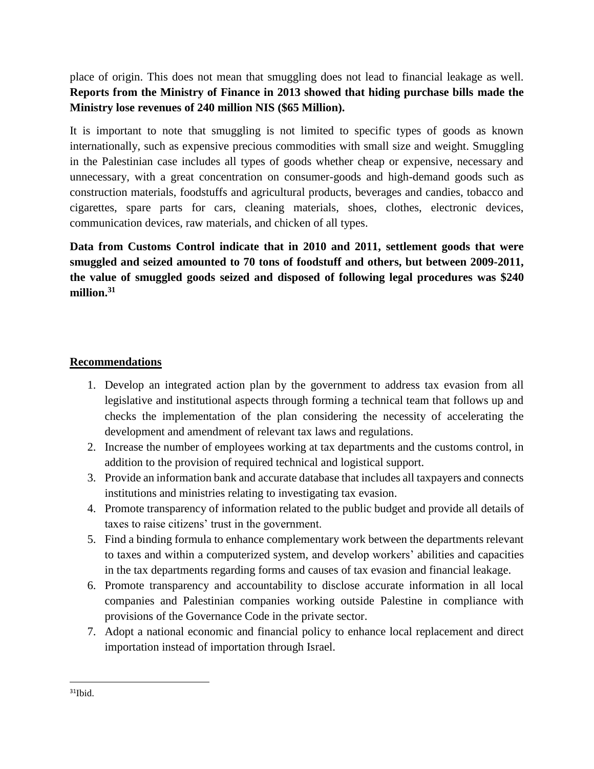place of origin. This does not mean that smuggling does not lead to financial leakage as well. **Reports from the Ministry of Finance in 2013 showed that hiding purchase bills made the Ministry lose revenues of 240 million NIS ($65 Million).**

It is important to note that smuggling is not limited to specific types of goods as known internationally, such as expensive precious commodities with small size and weight. Smuggling in the Palestinian case includes all types of goods whether cheap or expensive, necessary and unnecessary, with a great concentration on consumer-goods and high-demand goods such as construction materials, foodstuffs and agricultural products, beverages and candies, tobacco and cigarettes, spare parts for cars, cleaning materials, shoes, clothes, electronic devices, communication devices, raw materials, and chicken of all types.

**Data from Customs Control indicate that in 2010 and 2011, settlement goods that were smuggled and seized amounted to 70 tons of foodstuff and others, but between 2009-2011, the value of smuggled goods seized and disposed of following legal procedures was $240 million.[31]**

## Recommendations

1. Develop an integrated action plan by the government to address tax evasion from all legislative and institutional aspects through forming a technical team that follows up and checks the implementation of the plan considering the necessity of accelerating the development and amendment of relevant tax laws and regulations.
2. Increase the number of employees working at tax departments and the customs control, in addition to the provision of required technical and logistical support.
3. Provide an information bank and accurate database that includes all taxpayers and connects institutions and ministries relating to investigating tax evasion.
4. Promote transparency of information related to the public budget and provide all details of taxes to raise citizens' trust in the government.
5. Find a binding formula to enhance complementary work between the departments relevant to taxes and within a computerized system, and develop workers' abilities and capacities in the tax departments regarding forms and causes of tax evasion and financial leakage.
6. Promote transparency and accountability to disclose accurate information in all local companies and Palestinian companies working outside Palestine in compliance with provisions of the Governance Code in the private sector.
7. Adopt a national economic and financial policy to enhance local replacement and direct importation instead of importation through Israel.

[31] Ibid.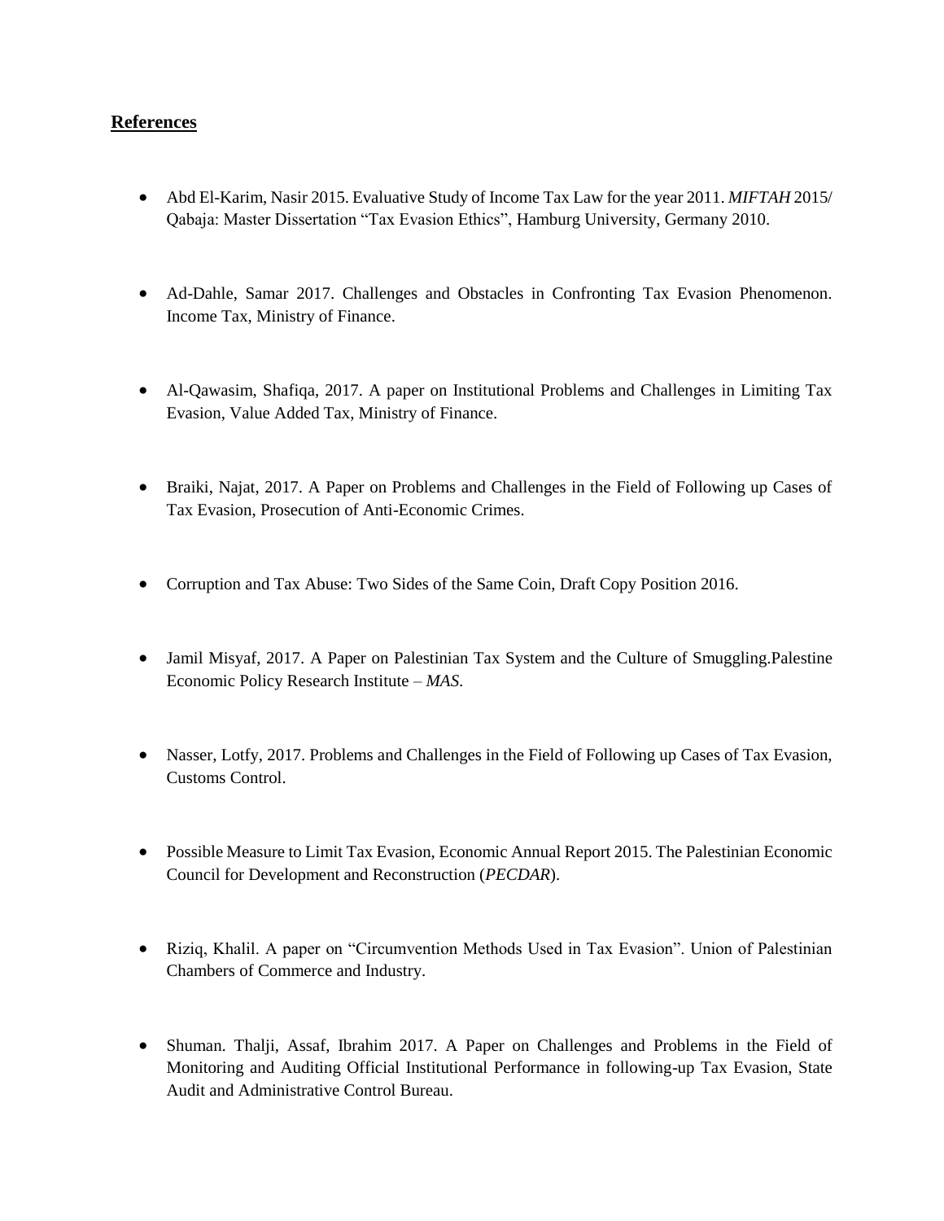## References

- Abd El-Karim, Nasir 2015. Evaluative Study of Income Tax Law for the year 2011. *MIFTAH* 2015/ Qabaja: Master Dissertation "Tax Evasion Ethics", Hamburg University, Germany 2010.

- Ad-Dahle, Samar 2017. Challenges and Obstacles in Confronting Tax Evasion Phenomenon. Income Tax, Ministry of Finance.

- Al-Qawasim, Shafiqa, 2017. A paper on Institutional Problems and Challenges in Limiting Tax Evasion, Value Added Tax, Ministry of Finance.

- Braiki, Najat, 2017. A Paper on Problems and Challenges in the Field of Following up Cases of Tax Evasion, Prosecution of Anti-Economic Crimes.

- Corruption and Tax Abuse: Two Sides of the Same Coin, Draft Copy Position 2016.

- Jamil Misyaf, 2017. A Paper on Palestinian Tax System and the Culture of Smuggling.Palestine Economic Policy Research Institute – *MAS*.

- Nasser, Lotfy, 2017. Problems and Challenges in the Field of Following up Cases of Tax Evasion, Customs Control.

- Possible Measure to Limit Tax Evasion, Economic Annual Report 2015. The Palestinian Economic Council for Development and Reconstruction (*PECDAR*).

- Riziq, Khalil. A paper on "Circumvention Methods Used in Tax Evasion". Union of Palestinian Chambers of Commerce and Industry.

- Shuman. Thalji, Assaf, Ibrahim 2017. A Paper on Challenges and Problems in the Field of Monitoring and Auditing Official Institutional Performance in following-up Tax Evasion, State Audit and Administrative Control Bureau.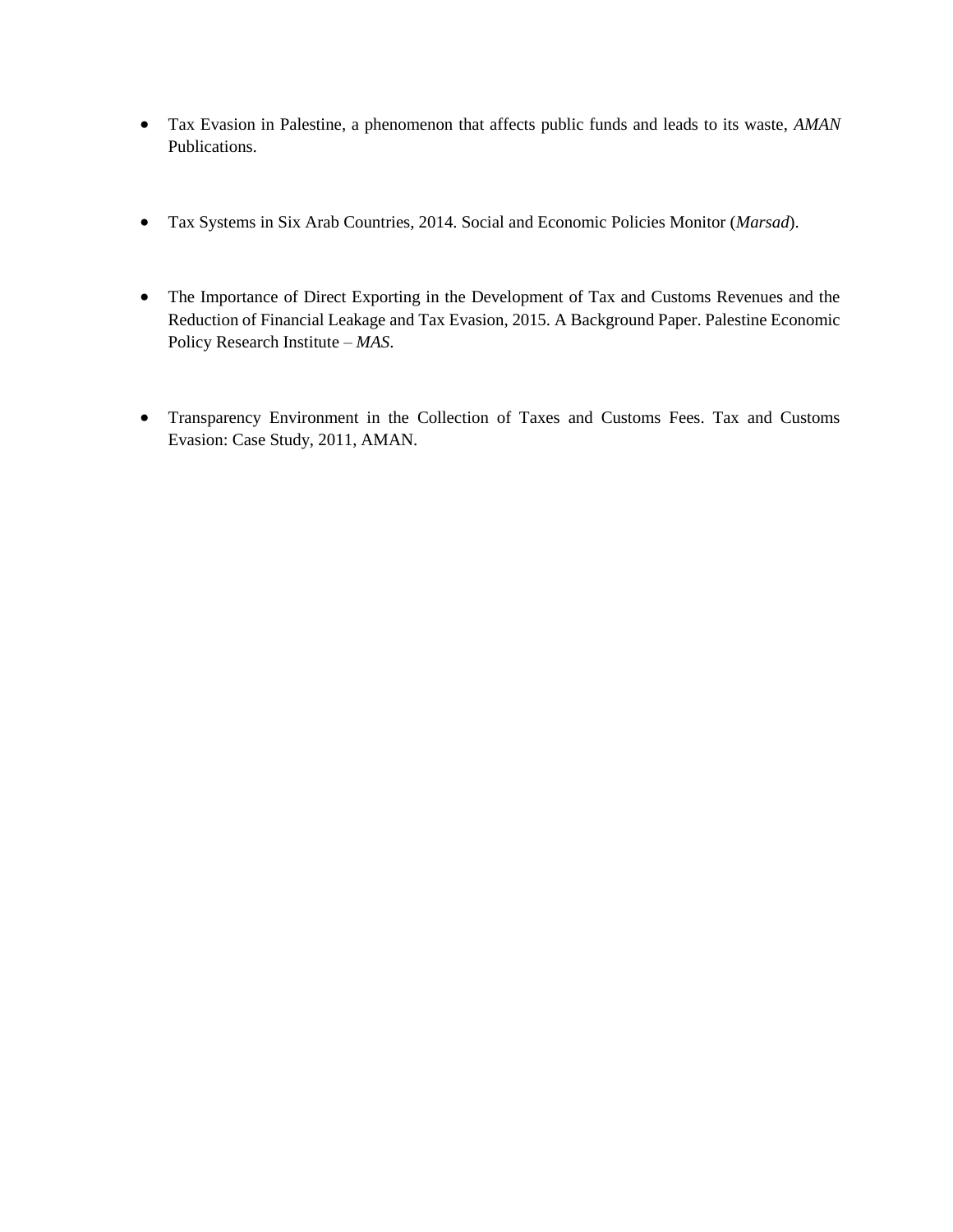- Tax Evasion in Palestine, a phenomenon that affects public funds and leads to its waste, *AMAN* Publications.

- Tax Systems in Six Arab Countries, 2014. Social and Economic Policies Monitor (*Marsad*).

- The Importance of Direct Exporting in the Development of Tax and Customs Revenues and the Reduction of Financial Leakage and Tax Evasion, 2015. A Background Paper. Palestine Economic Policy Research Institute – *MAS*.

- Transparency Environment in the Collection of Taxes and Customs Fees. Tax and Customs Evasion: Case Study, 2011, AMAN.